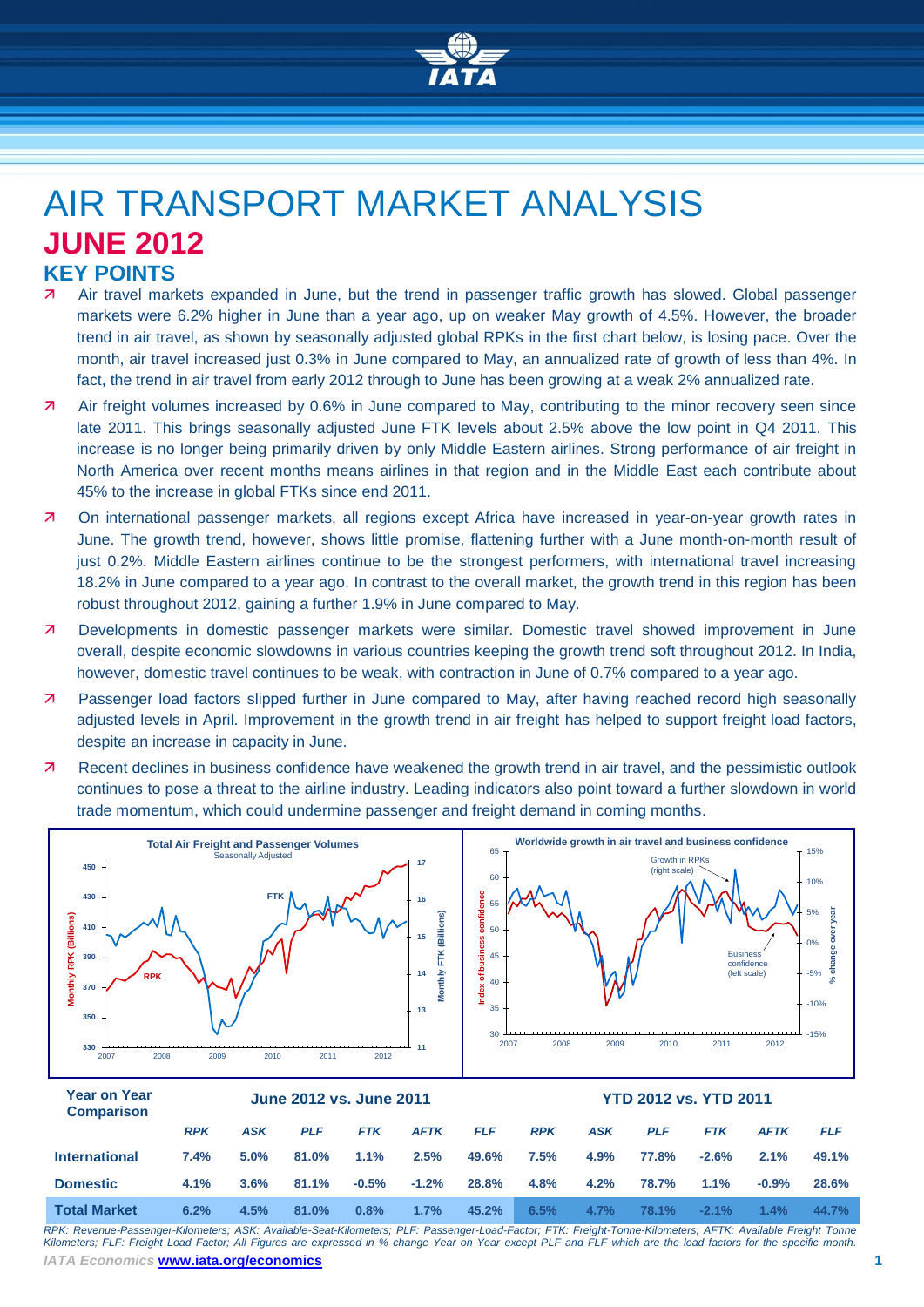# AIR TRANSPORT MARKET ANALYSIS

## JUNE 2012

### KEY POINTS

- Air travel markets expanded in June, but the trend in passenger traffic growth has slowed. Global passenger markets were 6.2% higher in June than a year ago, up on weaker May growth of 4.5%. However, the broader trend in air travel, as shown by seasonally adjusted global RPKs in the first chart below, is losing pace. Over the month, air travel increased just 0.3% in June compared to May, an annualized rate of growth of less than 4%. In fact, the trend in air travel from early 2012 through to June has been growing at a weak 2% annualized rate.
- Air freight volumes increased by 0.6% in June compared to May, contributing to the minor recovery seen since late 2011. This brings seasonally adjusted June FTK levels about 2.5% above the low point in Q4 2011. This increase is no longer being primarily driven by only Middle Eastern airlines. Strong performance of air freight in North America over recent months means airlines in that region and in the Middle East each contribute about 45% to the increase in global FTKs since end 2011.
- On international passenger markets, all regions except Africa have increased in year-on-year growth rates in June. The growth trend, however, shows little promise, flattening further with a June month-on-month result of just 0.2%. Middle Eastern airlines continue to be the strongest performers, with international travel increasing 18.2% in June compared to a year ago. In contrast to the overall market, the growth trend in this region has been robust throughout 2012, gaining a further 1.9% in June compared to May.
- Developments in domestic passenger markets were similar. Domestic travel showed improvement in June overall, despite economic slowdowns in various countries keeping the growth trend soft throughout 2012. In India, however, domestic travel continues to be weak, with contraction in June of 0.7% compared to a year ago.
- Passenger load factors slipped further in June compared to May, after having reached record high seasonally adjusted levels in April. Improvement in the growth trend in air freight has helped to support freight load factors, despite an increase in capacity in June.
- Recent declines in business confidence have weakened the growth trend in air travel, and the pessimistic outlook continues to pose a threat to the airline industry. Leading indicators also point toward a further slowdown in world trade momentum, which could undermine passenger and freight demand in coming months.

| Year on Year Comparison | June 2012 vs. June 2011 | | | | | | YTD 2012 vs. YTD 2011 | | | | | |
|---|---|---|---|---|---|---|---|---|---|---|---|---|
| | RPK | ASK | PLF | FTK | AFTK | FLF | RPK | ASK | PLF | FTK | AFTK | FLF |
| International | 7.4% | 5.0% | 81.0% | 1.1% | 2.5% | 49.6% | 7.5% | 4.9% | 77.8% | -2.6% | 2.1% | 49.1% |
| Domestic | 4.1% | 3.6% | 81.1% | -0.5% | -1.2% | 28.8% | 4.8% | 4.2% | 78.7% | 1.1% | -0.9% | 28.6% |
| Total Market | 6.2% | 4.5% | 81.0% | 0.8% | 1.7% | 45.2% | 6.5% | 4.7% | 78.1% | -2.1% | 1.4% | 44.7% |

*RPK: Revenue-Passenger-Kilometers; ASK: Available-Seat-Kilometers; PLF: Passenger-Load-Factor; FTK: Freight-Tonne-Kilometers; AFTK: Available Freight Tonne Kilometers; FLF: Freight Load Factor; All Figures are expressed in % change Year on Year except PLF and FLF which are the load factors for the specific month.*

*IATA Economics* **www.iata.org/economics**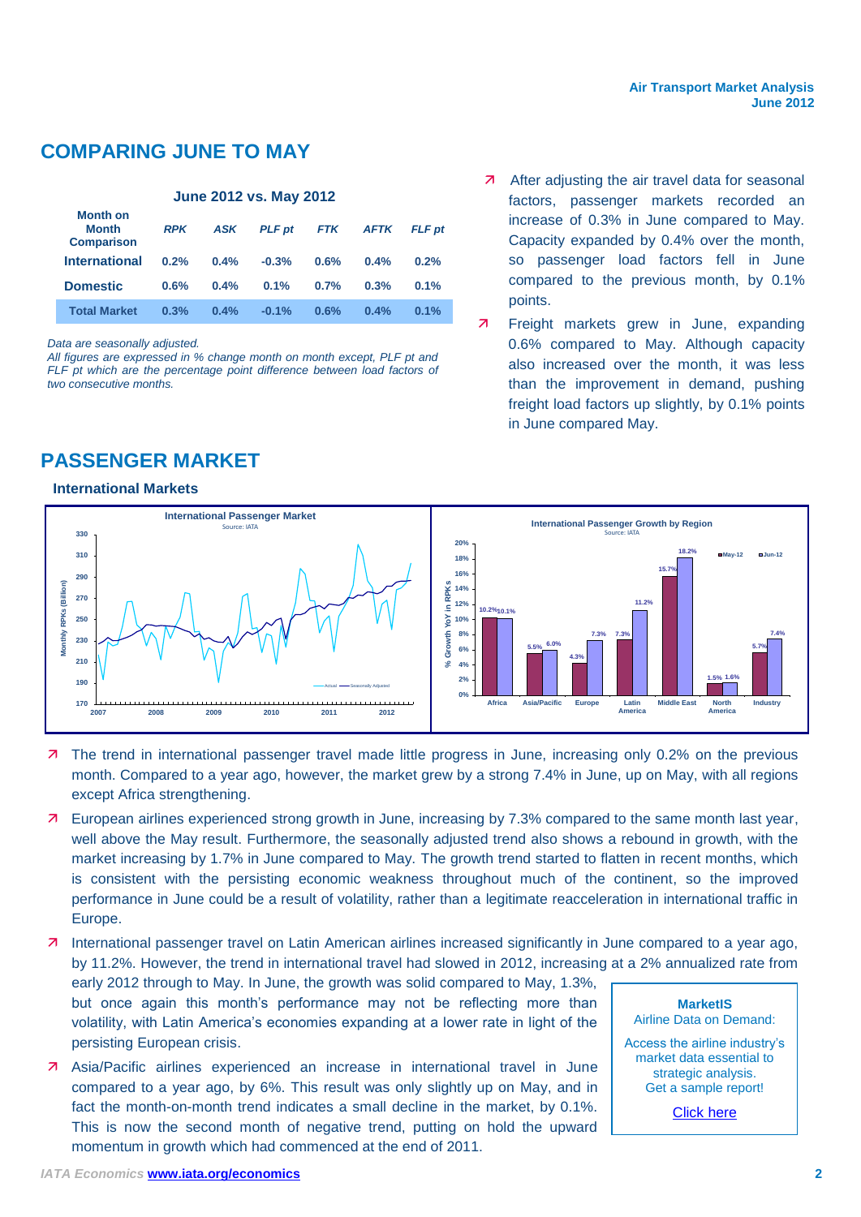## COMPARING JUNE TO MAY

**June 2012 vs. May 2012**

| Month on Month Comparison | RPK | ASK | PLF pt | FTK | AFTK | FLF pt |
|---|---|---|---|---|---|---|
| International | 0.2% | 0.4% | -0.3% | 0.6% | 0.4% | 0.2% |
| Domestic | 0.6% | 0.4% | 0.1% | 0.7% | 0.3% | 0.1% |
| Total Market | 0.3% | 0.4% | -0.1% | 0.6% | 0.4% | 0.1% |

*Data are seasonally adjusted.*
*All figures are expressed in % change month on month except, PLF pt and FLF pt which are the percentage point difference between load factors of two consecutive months.*

- After adjusting the air travel data for seasonal factors, passenger markets recorded an increase of 0.3% in June compared to May. Capacity expanded by 0.4% over the month, so passenger load factors fell in June compared to the previous month, by 0.1% points.
- Freight markets grew in June, expanding 0.6% compared to May. Although capacity also increased over the month, it was less than the improvement in demand, pushing freight load factors up slightly, by 0.1% points in June compared May.

## PASSENGER MARKET

### International Markets

- The trend in international passenger travel made little progress in June, increasing only 0.2% on the previous month. Compared to a year ago, however, the market grew by a strong 7.4% in June, up on May, with all regions except Africa strengthening.
- European airlines experienced strong growth in June, increasing by 7.3% compared to the same month last year, well above the May result. Furthermore, the seasonally adjusted trend also shows a rebound in growth, with the market increasing by 1.7% in June compared to May. The growth trend started to flatten in recent months, which is consistent with the persisting economic weakness throughout much of the continent, so the improved performance in June could be a result of volatility, rather than a legitimate reacceleration in international traffic in Europe.
- International passenger travel on Latin American airlines increased significantly in June compared to a year ago, by 11.2%. However, the trend in international travel had slowed in 2012, increasing at a 2% annualized rate from early 2012 through to May. In June, the growth was solid compared to May, 1.3%, but once again this month's performance may not be reflecting more than volatility, with Latin America's economies expanding at a lower rate in light of the persisting European crisis.
- Asia/Pacific airlines experienced an increase in international travel in June compared to a year ago, by 6%. This result was only slightly up on May, and in fact the month-on-month trend indicates a small decline in the market, by 0.1%. This is now the second month of negative trend, putting on hold the upward momentum in growth which had commenced at the end of 2011.

**MarketIS**
Airline Data on Demand:

Access the airline industry's market data essential to strategic analysis.
Get a sample report!

Click here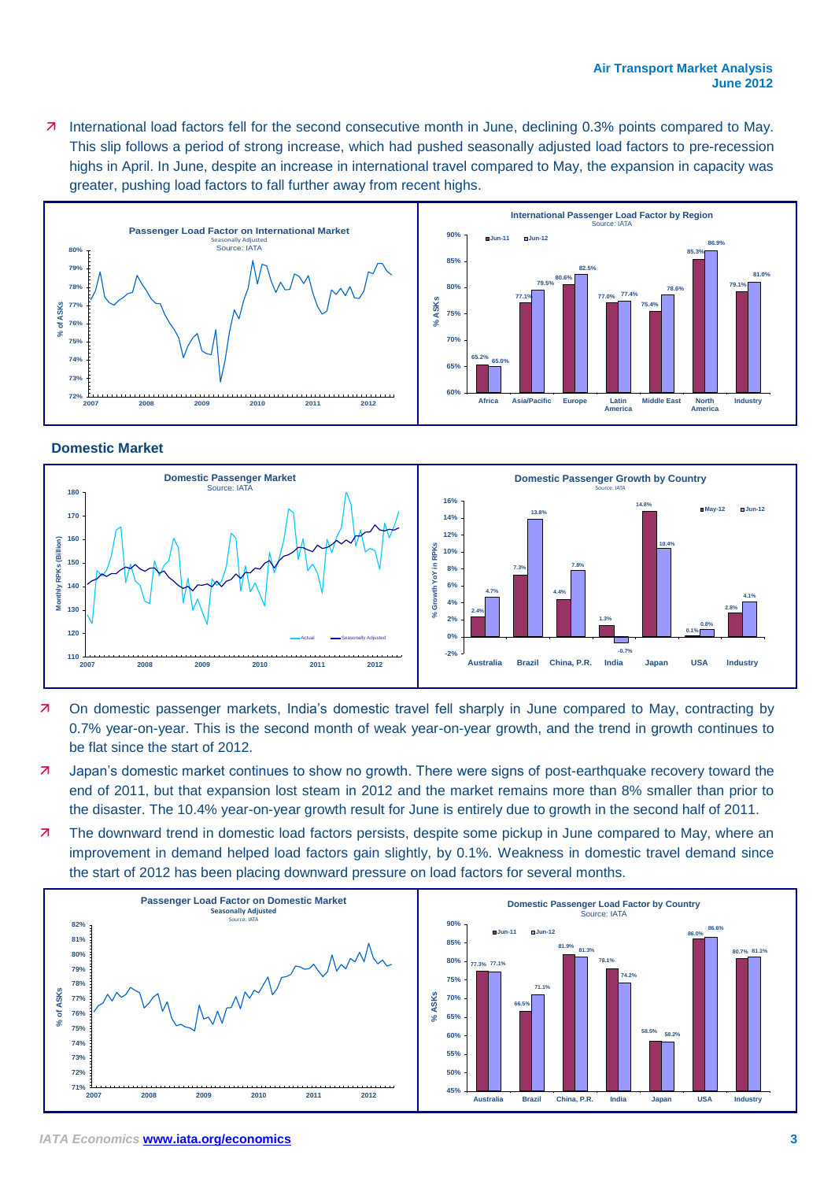- International load factors fell for the second consecutive month in June, declining 0.3% points compared to May. This slip follows a period of strong increase, which had pushed seasonally adjusted load factors to pre-recession highs in April. In June, despite an increase in international travel compared to May, the expansion in capacity was greater, pushing load factors to fall further away from recent highs.

**International Passenger Load Factor by Region** (Source: IATA)

| Region | Jun-11 | Jun-12 |
|---|---|---|
| Africa | 65.2% | 65.0% |
| Asia/Pacific | 77.1% | 79.5% |
| Europe | 80.6% | 82.5% |
| Latin America | 77.0% | 77.4% |
| Middle East | 75.4% | 78.6% |
| North America | 85.3% | 86.9% |
| Industry | 79.1% | 81.0% |

## Domestic Market

**Domestic Passenger Growth by Country** (% Growth YoY in RPKs, Source: IATA)

| Country | May-12 | Jun-12 |
|---|---|---|
| Australia | 2.4% | 4.7% |
| Brazil | 7.3% | 13.8% |
| China, P.R. | 4.4% | 7.8% |
| India | 1.3% | -0.7% |
| Japan | 14.8% | 10.4% |
| USA | 0.1% | 0.8% |
| Industry | 2.8% | 4.1% |

- On domestic passenger markets, India's domestic travel fell sharply in June compared to May, contracting by 0.7% year-on-year. This is the second month of weak year-on-year growth, and the trend in growth continues to be flat since the start of 2012.
- Japan's domestic market continues to show no growth. There were signs of post-earthquake recovery toward the end of 2011, but that expansion lost steam in 2012 and the market remains more than 8% smaller than prior to the disaster. The 10.4% year-on-year growth result for June is entirely due to growth in the second half of 2011.
- The downward trend in domestic load factors persists, despite some pickup in June compared to May, where an improvement in demand helped load factors gain slightly, by 0.1%. Weakness in domestic travel demand since the start of 2012 has been placing downward pressure on load factors for several months.

**Domestic Passenger Load Factor by Country** (Source: IATA)

| Country | Jun-11 | Jun-12 |
|---|---|---|
| Australia | 77.3% | 77.1% |
| Brazil | 66.5% | 71.1% |
| China, P.R. | 81.9% | 81.3% |
| India | 78.1% | 74.2% |
| Japan | 58.5% | 58.2% |
| USA | 86.0% | 86.6% |
| Industry | 80.7% | 81.1% |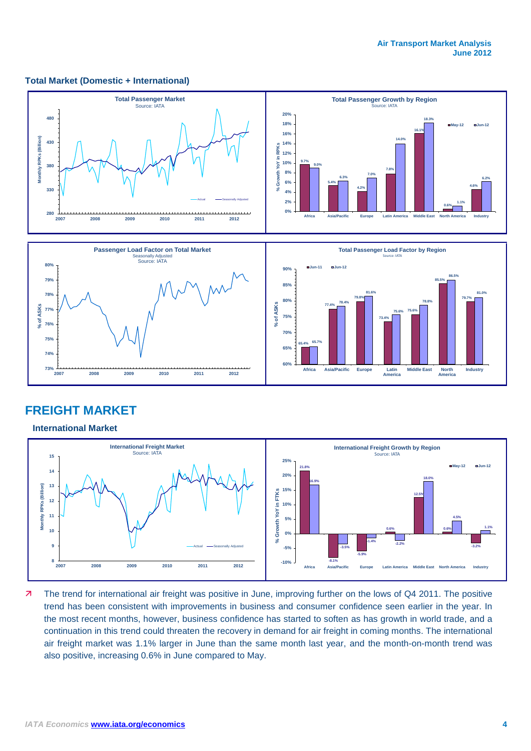## Total Market (Domestic + International)

**Total Passenger Market**
Source: IATA

**Total Passenger Growth by Region**
Source: IATA

| Region | May-12 | Jun-12 |
|---|---|---|
| Africa | 9.7% | 9.0% |
| Asia/Pacific | 5.4% | 6.3% |
| Europe | 4.2% | 7.0% |
| Latin America | 7.8% | 14.0% |
| Middle East | 16.1% | 18.3% |
| North America | 0.6% | 1.1% |
| Industry | 4.6% | 6.2% |

**Passenger Load Factor on Total Market**
Seasonally Adjusted
Source: IATA

**Total Passenger Load Factor by Region**
Source: IATA

| Region | Jun-11 | Jun-12 |
|---|---|---|
| Africa | 65.4% | 65.7% |
| Asia/Pacific | 77.4% | 78.4% |
| Europe | 79.8% | 81.6% |
| Latin America | 73.4% | 75.6% |
| Middle East | 75.6% | 78.8% |
| North America | 85.5% | 86.5% |
| Industry | 79.7% | 81.0% |

# FREIGHT MARKET

### International Market

**International Freight Market**
Source: IATA

**International Freight Growth by Region**
Source: IATA

| Region | May-12 | Jun-12 |
|---|---|---|
| Africa | 21.8% | 16.9% |
| Asia/Pacific | -8.1% | -3.5% |
| Europe | -5.9% | -1.4% |
| Latin America | 0.6% | -2.2% |
| Middle East | 12.5% | 18.0% |
| North America | 0.6% | 4.5% |
| Industry | -3.2% | 1.1% |

- The trend for international air freight was positive in June, improving further on the lows of Q4 2011. The positive trend has been consistent with improvements in business and consumer confidence seen earlier in the year. In the most recent months, however, business confidence has started to soften as has growth in world trade, and a continuation in this trend could threaten the recovery in demand for air freight in coming months. The international air freight market was 1.1% larger in June than the same month last year, and the month-on-month trend was also positive, increasing 0.6% in June compared to May.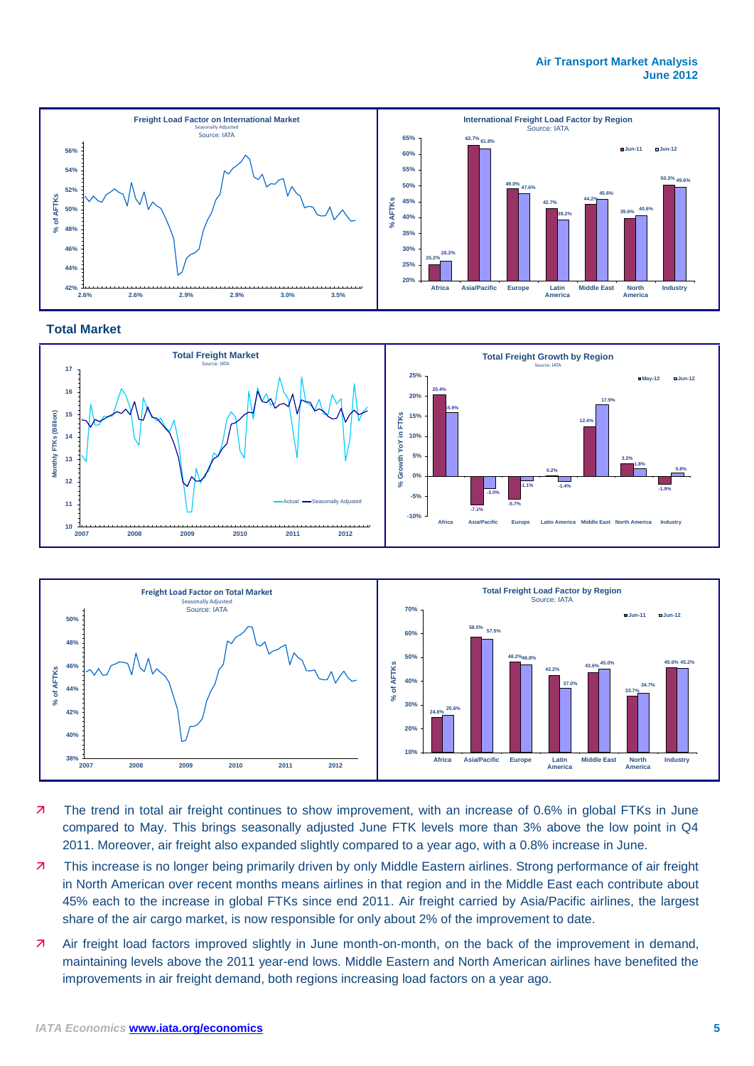**Freight Load Factor on International Market**
Seasonally Adjusted
Source: IATA

**International Freight Load Factor by Region**
Source: IATA

| Region | Jun-11 | Jun-12 |
|---|---|---|
| Africa | 25.2% | 26.2% |
| Asia/Pacific | 62.7% | 61.8% |
| Europe | 49.0% | 47.6% |
| Latin America | 42.7% | 39.2% |
| Middle East | 44.2% | 45.6% |
| North America | 39.6% | 40.6% |
| Industry | 50.3% | 49.6% |

## Total Market

**Total Freight Market**
Source: IATA

**Total Freight Growth by Region**
Source: IATA

| Region | May-12 | Jun-12 |
|---|---|---|
| Africa | 20.4% | 15.9% |
| Asia/Pacific | -7.1% | -3.0% |
| Europe | -5.7% | -1.1% |
| Latin America | 0.2% | -1.4% |
| Middle East | 12.4% | 17.9% |
| North America | 3.2% | 1.8% |
| Industry | -1.9% | 0.8% |

**Freight Load Factor on Total Market**
Seasonally Adjusted
Source: IATA

**Total Freight Load Factor by Region**
Source: IATA

| Region | Jun-11 | Jun-12 |
|---|---|---|
| Africa | 24.8% | 25.6% |
| Asia/Pacific | 58.5% | 57.5% |
| Europe | 48.2% | 46.8% |
| Latin America | 42.2% | 37.0% |
| Middle East | 43.6% | 45.0% |
| North America | 33.7% | 34.7% |
| Industry | 45.6% | 45.2% |

- The trend in total air freight continues to show improvement, with an increase of 0.6% in global FTKs in June compared to May. This brings seasonally adjusted June FTK levels more than 3% above the low point in Q4 2011. Moreover, air freight also expanded slightly compared to a year ago, with a 0.8% increase in June.
- This increase is no longer being primarily driven by only Middle Eastern airlines. Strong performance of air freight in North American over recent months means airlines in that region and in the Middle East each contribute about 45% each to the increase in global FTKs since end 2011. Air freight carried by Asia/Pacific airlines, the largest share of the air cargo market, is now responsible for only about 2% of the improvement to date.
- Air freight load factors improved slightly in June month-on-month, on the back of the improvement in demand, maintaining levels above the 2011 year-end lows. Middle Eastern and North American airlines have benefited the improvements in air freight demand, both regions increasing load factors on a year ago.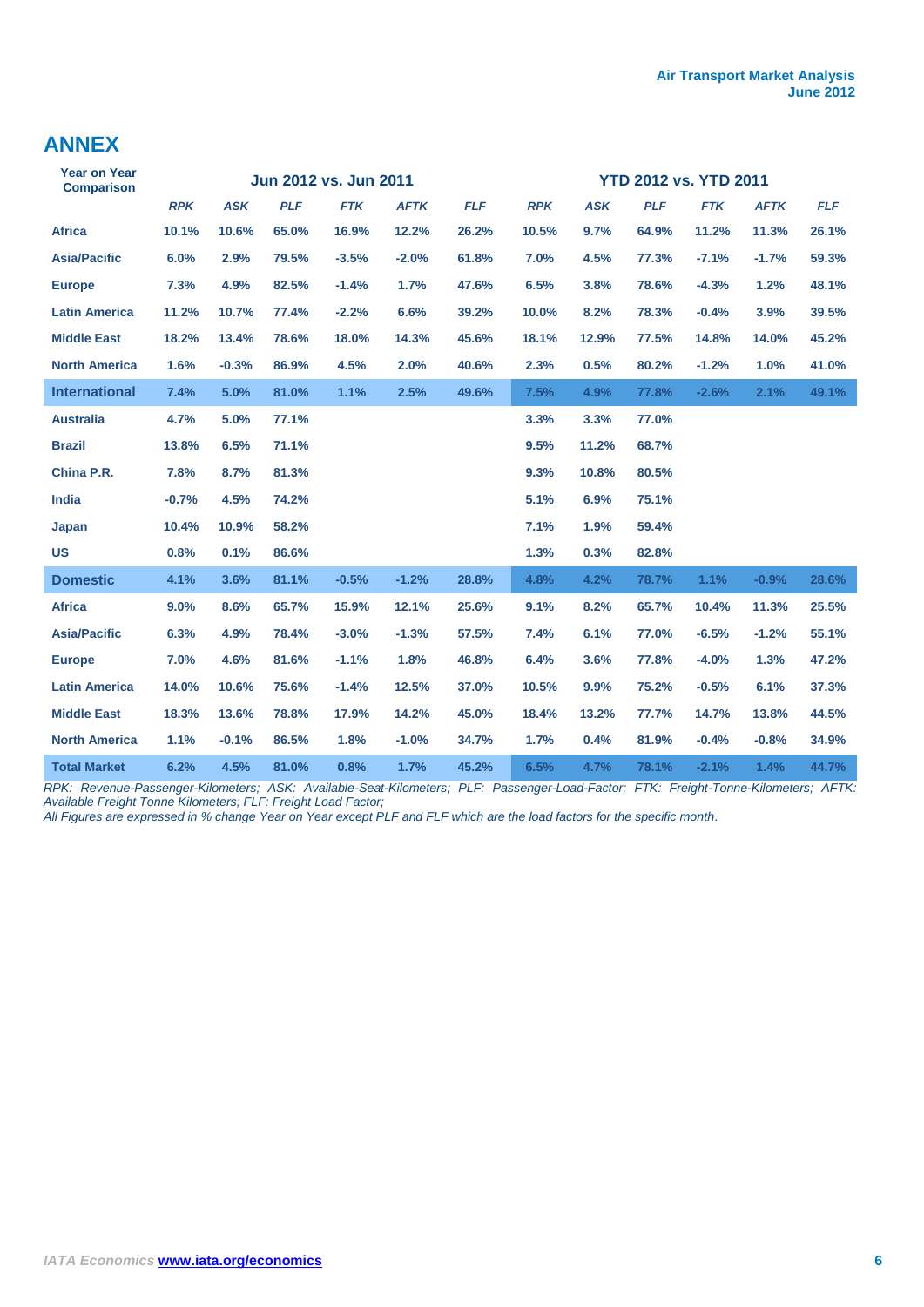# ANNEX

| Year on Year Comparison | Jun 2012 vs. Jun 2011 | | | | | | YTD 2012 vs. YTD 2011 | | | | | |
|---|---|---|---|---|---|---|---|---|---|---|---|---|
| | *RPK* | *ASK* | *PLF* | *FTK* | *AFTK* | *FLF* | *RPK* | *ASK* | *PLF* | *FTK* | *AFTK* | *FLF* |
| **Africa** | 10.1% | 10.6% | 65.0% | 16.9% | 12.2% | 26.2% | 10.5% | 9.7% | 64.9% | 11.2% | 11.3% | 26.1% |
| **Asia/Pacific** | 6.0% | 2.9% | 79.5% | -3.5% | -2.0% | 61.8% | 7.0% | 4.5% | 77.3% | -7.1% | -1.7% | 59.3% |
| **Europe** | 7.3% | 4.9% | 82.5% | -1.4% | 1.7% | 47.6% | 6.5% | 3.8% | 78.6% | -4.3% | 1.2% | 48.1% |
| **Latin America** | 11.2% | 10.7% | 77.4% | -2.2% | 6.6% | 39.2% | 10.0% | 8.2% | 78.3% | -0.4% | 3.9% | 39.5% |
| **Middle East** | 18.2% | 13.4% | 78.6% | 18.0% | 14.3% | 45.6% | 18.1% | 12.9% | 77.5% | 14.8% | 14.0% | 45.2% |
| **North America** | 1.6% | -0.3% | 86.9% | 4.5% | 2.0% | 40.6% | 2.3% | 0.5% | 80.2% | -1.2% | 1.0% | 41.0% |
| **International** | 7.4% | 5.0% | 81.0% | 1.1% | 2.5% | 49.6% | 7.5% | 4.9% | 77.8% | -2.6% | 2.1% | 49.1% |
| **Australia** | 4.7% | 5.0% | 77.1% | | | | 3.3% | 3.3% | 77.0% | | | |
| **Brazil** | 13.8% | 6.5% | 71.1% | | | | 9.5% | 11.2% | 68.7% | | | |
| **China P.R.** | 7.8% | 8.7% | 81.3% | | | | 9.3% | 10.8% | 80.5% | | | |
| **India** | -0.7% | 4.5% | 74.2% | | | | 5.1% | 6.9% | 75.1% | | | |
| **Japan** | 10.4% | 10.9% | 58.2% | | | | 7.1% | 1.9% | 59.4% | | | |
| **US** | 0.8% | 0.1% | 86.6% | | | | 1.3% | 0.3% | 82.8% | | | |
| **Domestic** | 4.1% | 3.6% | 81.1% | -0.5% | -1.2% | 28.8% | 4.8% | 4.2% | 78.7% | 1.1% | -0.9% | 28.6% |
| **Africa** | 9.0% | 8.6% | 65.7% | 15.9% | 12.1% | 25.6% | 9.1% | 8.2% | 65.7% | 10.4% | 11.3% | 25.5% |
| **Asia/Pacific** | 6.3% | 4.9% | 78.4% | -3.0% | -1.3% | 57.5% | 7.4% | 6.1% | 77.0% | -6.5% | -1.2% | 55.1% |
| **Europe** | 7.0% | 4.6% | 81.6% | -1.1% | 1.8% | 46.8% | 6.4% | 3.6% | 77.8% | -4.0% | 1.3% | 47.2% |
| **Latin America** | 14.0% | 10.6% | 75.6% | -1.4% | 12.5% | 37.0% | 10.5% | 9.9% | 75.2% | -0.5% | 6.1% | 37.3% |
| **Middle East** | 18.3% | 13.6% | 78.8% | 17.9% | 14.2% | 45.0% | 18.4% | 13.2% | 77.7% | 14.7% | 13.8% | 44.5% |
| **North America** | 1.1% | -0.1% | 86.5% | 1.8% | -1.0% | 34.7% | 1.7% | 0.4% | 81.9% | -0.4% | -0.8% | 34.9% |
| **Total Market** | 6.2% | 4.5% | 81.0% | 0.8% | 1.7% | 45.2% | 6.5% | 4.7% | 78.1% | -2.1% | 1.4% | 44.7% |

*RPK: Revenue-Passenger-Kilometers; ASK: Available-Seat-Kilometers; PLF: Passenger-Load-Factor; FTK: Freight-Tonne-Kilometers; AFTK: Available Freight Tonne Kilometers; FLF: Freight Load Factor;*

*All Figures are expressed in % change Year on Year except PLF and FLF which are the load factors for the specific month.*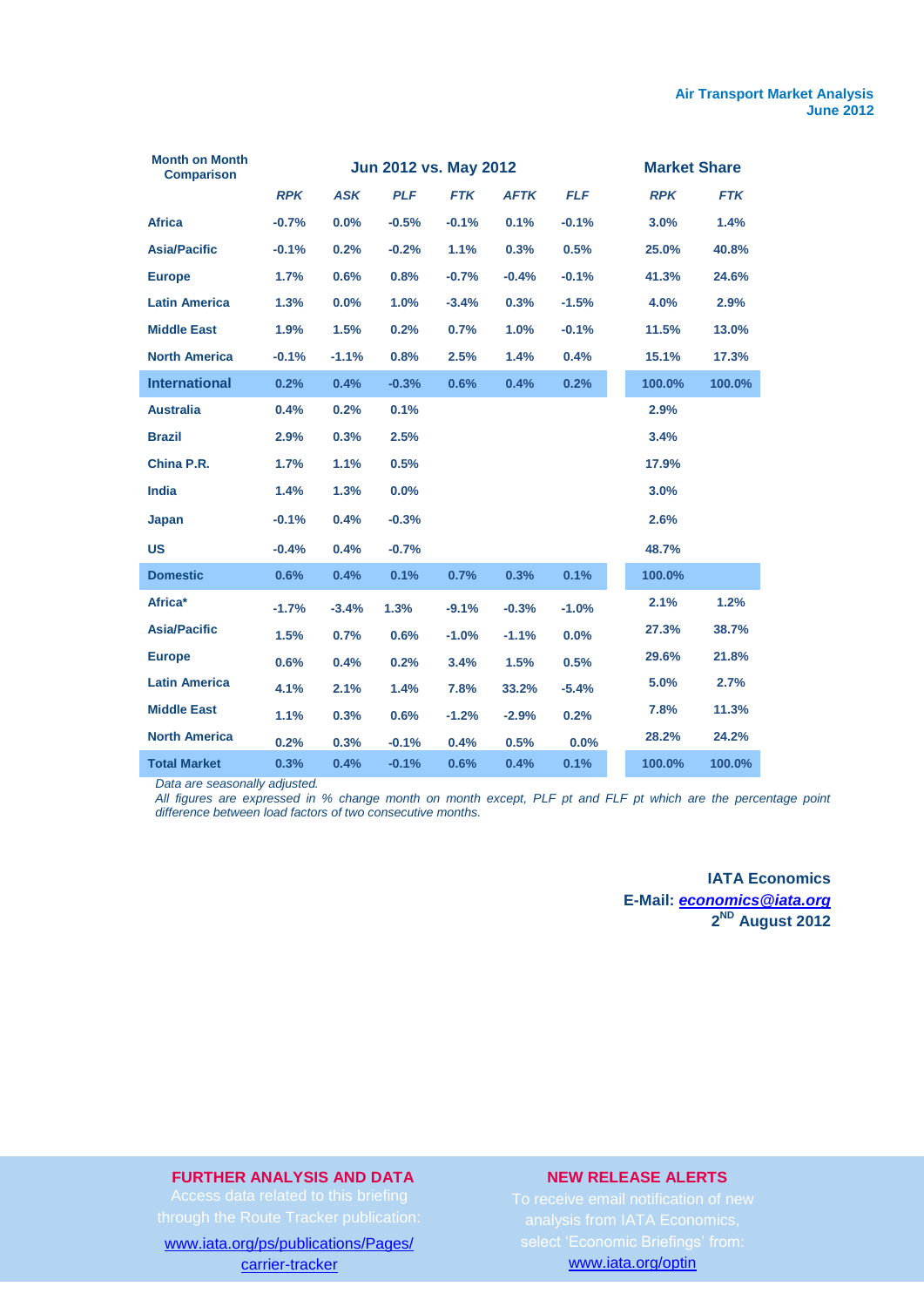| Month on Month Comparison | Jun 2012 vs. May 2012 | | | | | | Market Share | |
|---|---|---|---|---|---|---|---|---|
| | *RPK* | *ASK* | *PLF* | *FTK* | *AFTK* | *FLF* | *RPK* | *FTK* |
| **Africa** | -0.7% | 0.0% | -0.5% | -0.1% | 0.1% | -0.1% | 3.0% | 1.4% |
| **Asia/Pacific** | -0.1% | 0.2% | -0.2% | 1.1% | 0.3% | 0.5% | 25.0% | 40.8% |
| **Europe** | 1.7% | 0.6% | 0.8% | -0.7% | -0.4% | -0.1% | 41.3% | 24.6% |
| **Latin America** | 1.3% | 0.0% | 1.0% | -3.4% | 0.3% | -1.5% | 4.0% | 2.9% |
| **Middle East** | 1.9% | 1.5% | 0.2% | 0.7% | 1.0% | -0.1% | 11.5% | 13.0% |
| **North America** | -0.1% | -1.1% | 0.8% | 2.5% | 1.4% | 0.4% | 15.1% | 17.3% |
| **International** | 0.2% | 0.4% | -0.3% | 0.6% | 0.4% | 0.2% | 100.0% | 100.0% |
| **Australia** | 0.4% | 0.2% | 0.1% | | | | 2.9% | |
| **Brazil** | 2.9% | 0.3% | 2.5% | | | | 3.4% | |
| **China P.R.** | 1.7% | 1.1% | 0.5% | | | | 17.9% | |
| **India** | 1.4% | 1.3% | 0.0% | | | | 3.0% | |
| **Japan** | -0.1% | 0.4% | -0.3% | | | | 2.6% | |
| **US** | -0.4% | 0.4% | -0.7% | | | | 48.7% | |
| **Domestic** | 0.6% | 0.4% | 0.1% | 0.7% | 0.3% | 0.1% | 100.0% | |
| **Africa*** | -1.7% | -3.4% | 1.3% | -9.1% | -0.3% | -1.0% | 2.1% | 1.2% |
| **Asia/Pacific** | 1.5% | 0.7% | 0.6% | -1.0% | -1.1% | 0.0% | 27.3% | 38.7% |
| **Europe** | 0.6% | 0.4% | 0.2% | 3.4% | 1.5% | 0.5% | 29.6% | 21.8% |
| **Latin America** | 4.1% | 2.1% | 1.4% | 7.8% | 33.2% | -5.4% | 5.0% | 2.7% |
| **Middle East** | 1.1% | 0.3% | 0.6% | -1.2% | -2.9% | 0.2% | 7.8% | 11.3% |
| **North America** | 0.2% | 0.3% | -0.1% | 0.4% | 0.5% | 0.0% | 28.2% | 24.2% |
| **Total Market** | 0.3% | 0.4% | -0.1% | 0.6% | 0.4% | 0.1% | 100.0% | 100.0% |

*Data are seasonally adjusted.*

*All figures are expressed in % change month on month except, PLF pt and FLF pt which are the percentage point difference between load factors of two consecutive months.*

**IATA Economics**
**E-Mail: *economics@iata.org***
**2[ND] August 2012**

**FURTHER ANALYSIS AND DATA**

Access data related to this briefing through the Route Tracker publication:

www.iata.org/ps/publications/Pages/carrier-tracker

**NEW RELEASE ALERTS**

To receive email notification of new analysis from IATA Economics, select 'Economic Briefings' from:

www.iata.org/optin